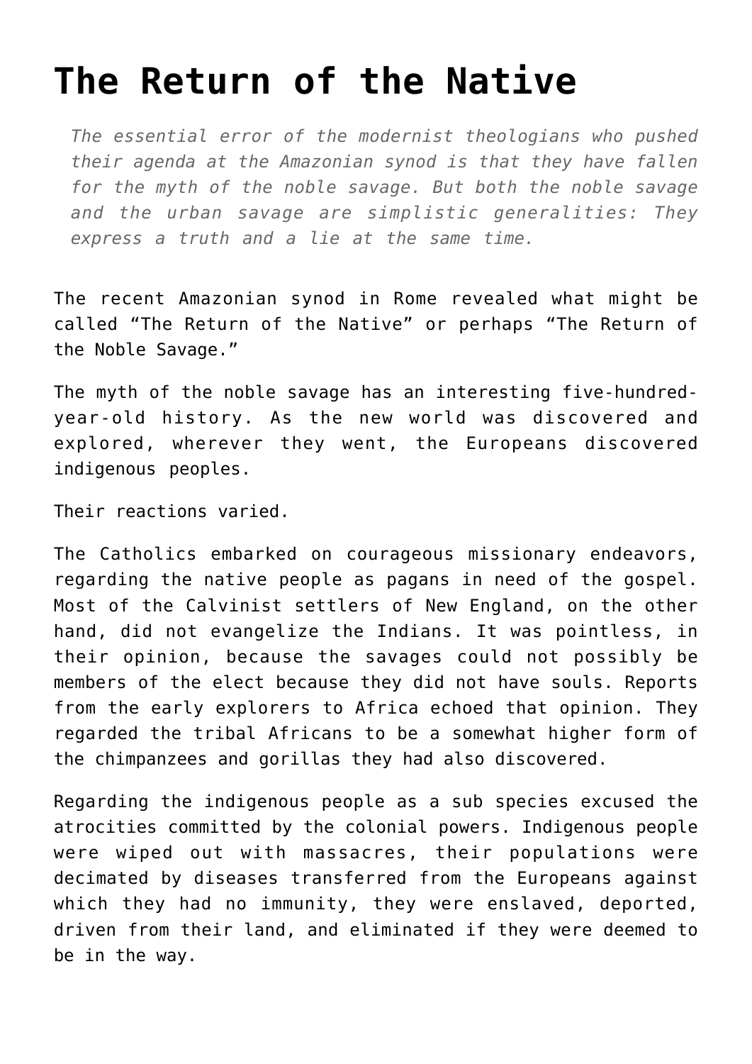# The Return of the Native

> *The essential error of the modernist theologians who pushed their agenda at the Amazonian synod is that they have fallen for the myth of the noble savage. But both the noble savage and the urban savage are simplistic generalities: They express a truth and a lie at the same time.*

The recent Amazonian synod in Rome revealed what might be called "The Return of the Native" or perhaps "The Return of the Noble Savage."

The myth of the noble savage has an interesting five-hundred-year-old history. As the new world was discovered and explored, wherever they went, the Europeans discovered indigenous peoples.

Their reactions varied.

The Catholics embarked on courageous missionary endeavors, regarding the native people as pagans in need of the gospel. Most of the Calvinist settlers of New England, on the other hand, did not evangelize the Indians. It was pointless, in their opinion, because the savages could not possibly be members of the elect because they did not have souls. Reports from the early explorers to Africa echoed that opinion. They regarded the tribal Africans to be a somewhat higher form of the chimpanzees and gorillas they had also discovered.

Regarding the indigenous people as a sub species excused the atrocities committed by the colonial powers. Indigenous people were wiped out with massacres, their populations were decimated by diseases transferred from the Europeans against which they had no immunity, they were enslaved, deported, driven from their land, and eliminated if they were deemed to be in the way.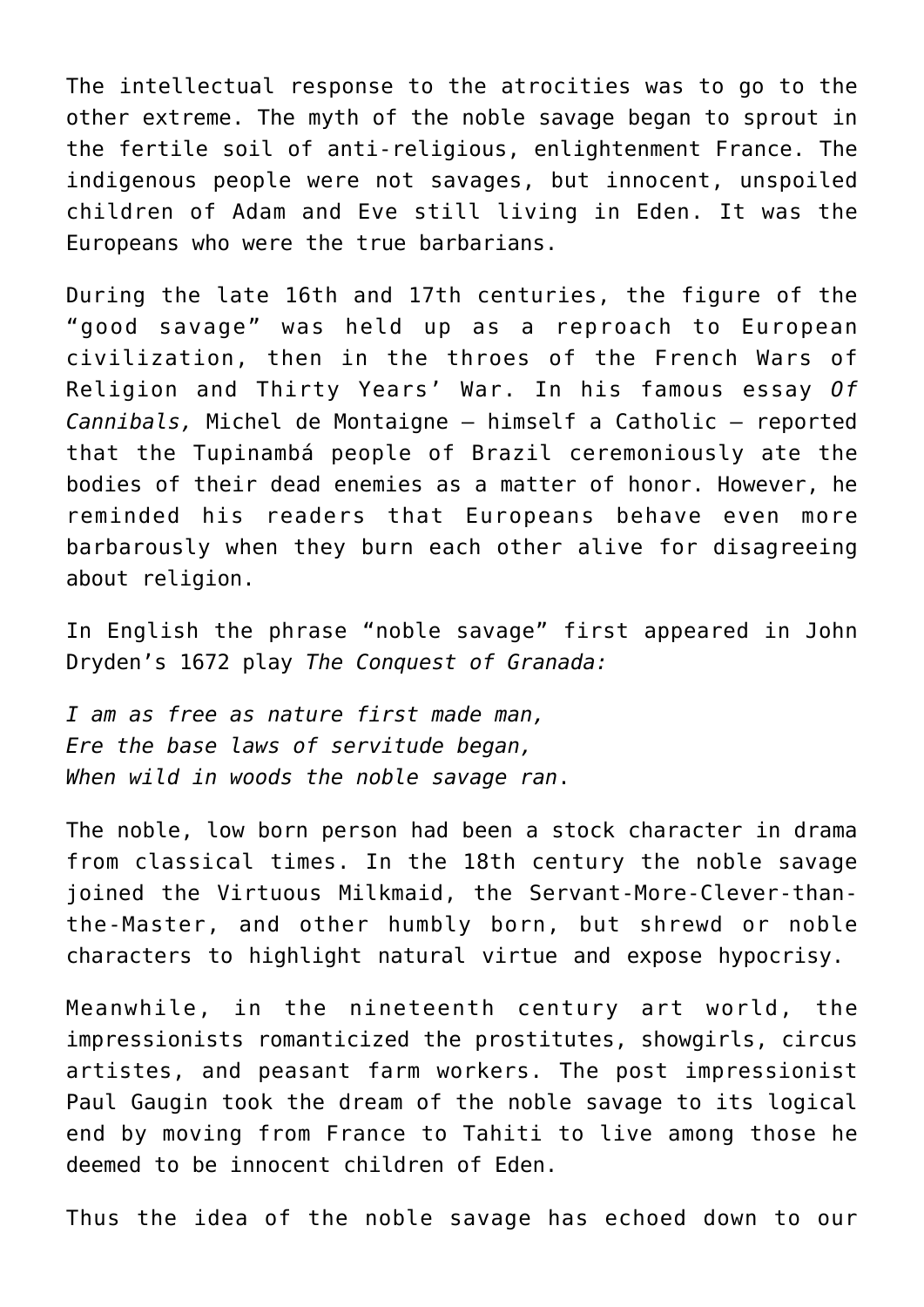The intellectual response to the atrocities was to go to the other extreme. The myth of the noble savage began to sprout in the fertile soil of anti-religious, enlightenment France. The indigenous people were not savages, but innocent, unspoiled children of Adam and Eve still living in Eden. It was the Europeans who were the true barbarians.

During the late 16th and 17th centuries, the figure of the "good savage" was held up as a reproach to European civilization, then in the throes of the French Wars of Religion and Thirty Years' War. In his famous essay *Of Cannibals,* Michel de Montaigne — himself a Catholic — reported that the Tupinambá people of Brazil ceremoniously ate the bodies of their dead enemies as a matter of honor. However, he reminded his readers that Europeans behave even more barbarously when they burn each other alive for disagreeing about religion.

In English the phrase "noble savage" first appeared in John Dryden's 1672 play *The Conquest of Granada:*

*I am as free as nature first made man,*
*Ere the base laws of servitude began,*
*When wild in woods the noble savage ran*.

The noble, low born person had been a stock character in drama from classical times. In the 18th century the noble savage joined the Virtuous Milkmaid, the Servant-More-Clever-than-the-Master, and other humbly born, but shrewd or noble characters to highlight natural virtue and expose hypocrisy.

Meanwhile, in the nineteenth century art world, the impressionists romanticized the prostitutes, showgirls, circus artistes, and peasant farm workers. The post impressionist Paul Gaugin took the dream of the noble savage to its logical end by moving from France to Tahiti to live among those he deemed to be innocent children of Eden.

Thus the idea of the noble savage has echoed down to our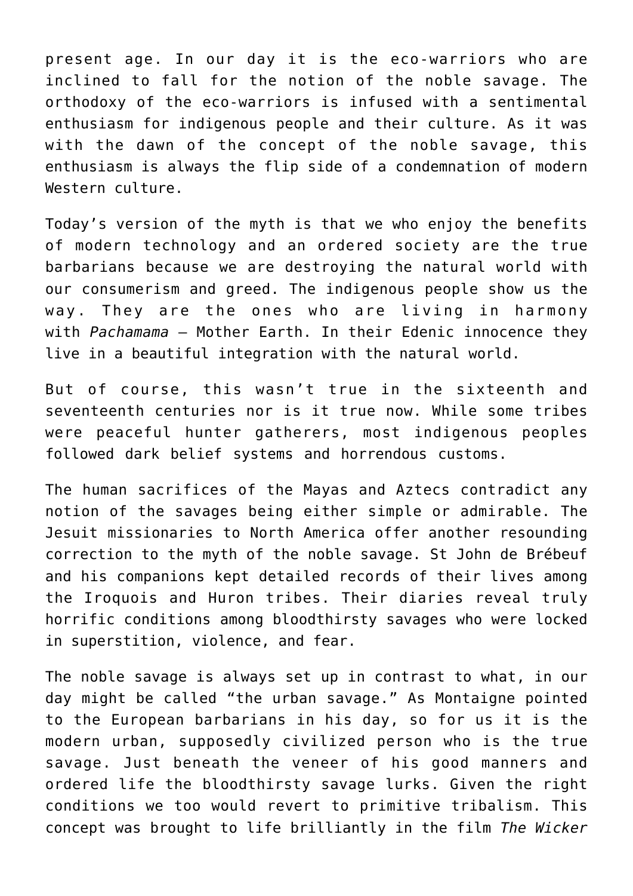present age. In our day it is the eco-warriors who are inclined to fall for the notion of the noble savage. The orthodoxy of the eco-warriors is infused with a sentimental enthusiasm for indigenous people and their culture. As it was with the dawn of the concept of the noble savage, this enthusiasm is always the flip side of a condemnation of modern Western culture.

Today's version of the myth is that we who enjoy the benefits of modern technology and an ordered society are the true barbarians because we are destroying the natural world with our consumerism and greed. The indigenous people show us the way. They are the ones who are living in harmony with *Pachamama* – Mother Earth. In their Edenic innocence they live in a beautiful integration with the natural world.

But of course, this wasn't true in the sixteenth and seventeenth centuries nor is it true now. While some tribes were peaceful hunter gatherers, most indigenous peoples followed dark belief systems and horrendous customs.

The human sacrifices of the Mayas and Aztecs contradict any notion of the savages being either simple or admirable. The Jesuit missionaries to North America offer another resounding correction to the myth of the noble savage. St John de Brébeuf and his companions kept detailed records of their lives among the Iroquois and Huron tribes. Their diaries reveal truly horrific conditions among bloodthirsty savages who were locked in superstition, violence, and fear.

The noble savage is always set up in contrast to what, in our day might be called "the urban savage." As Montaigne pointed to the European barbarians in his day, so for us it is the modern urban, supposedly civilized person who is the true savage. Just beneath the veneer of his good manners and ordered life the bloodthirsty savage lurks. Given the right conditions we too would revert to primitive tribalism. This concept was brought to life brilliantly in the film *The Wicker*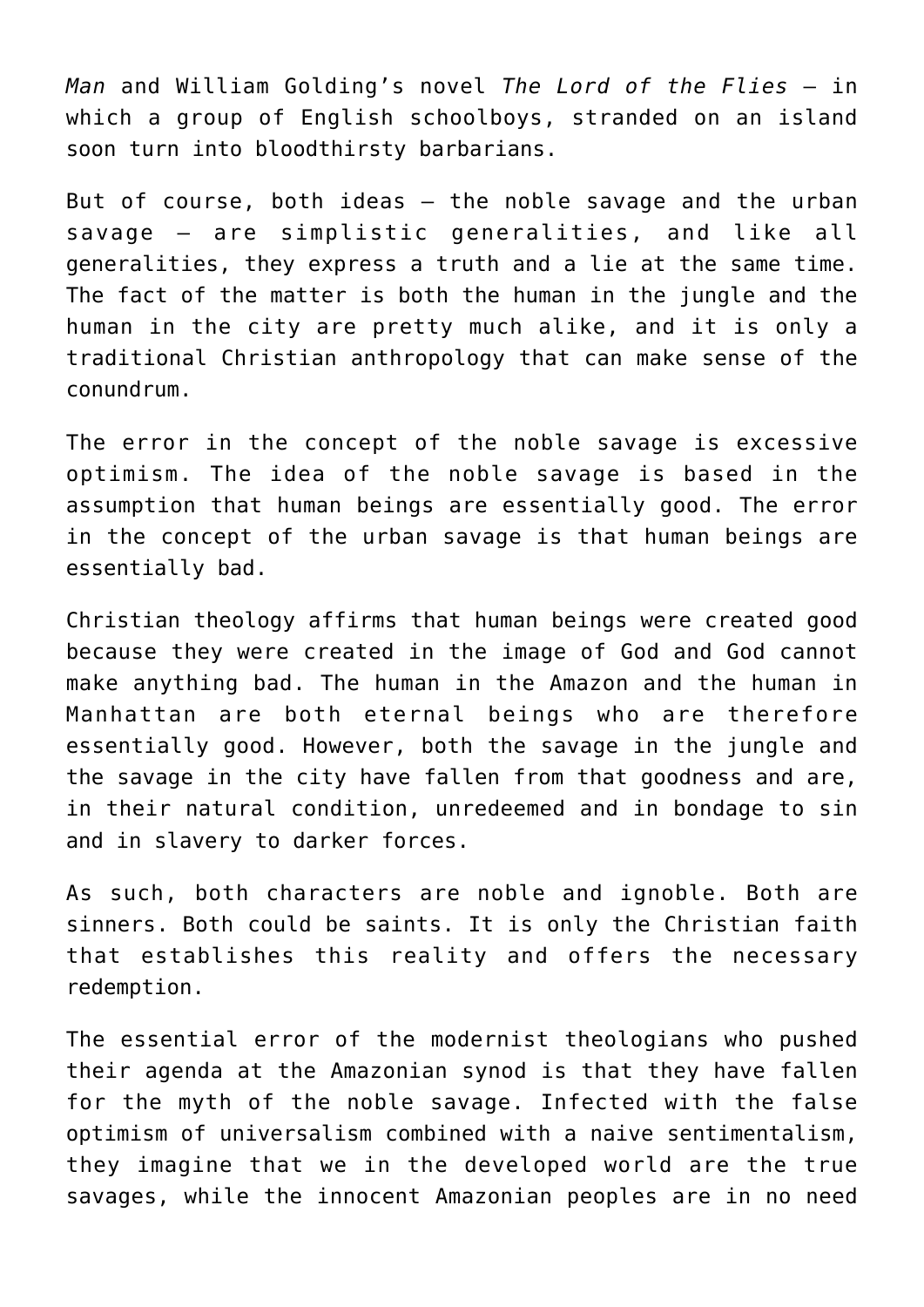*Man* and William Golding's novel *The Lord of the Flies* – in which a group of English schoolboys, stranded on an island soon turn into bloodthirsty barbarians.

But of course, both ideas – the noble savage and the urban savage – are simplistic generalities, and like all generalities, they express a truth and a lie at the same time. The fact of the matter is both the human in the jungle and the human in the city are pretty much alike, and it is only a traditional Christian anthropology that can make sense of the conundrum.

The error in the concept of the noble savage is excessive optimism. The idea of the noble savage is based in the assumption that human beings are essentially good. The error in the concept of the urban savage is that human beings are essentially bad.

Christian theology affirms that human beings were created good because they were created in the image of God and God cannot make anything bad. The human in the Amazon and the human in Manhattan are both eternal beings who are therefore essentially good. However, both the savage in the jungle and the savage in the city have fallen from that goodness and are, in their natural condition, unredeemed and in bondage to sin and in slavery to darker forces.

As such, both characters are noble and ignoble. Both are sinners. Both could be saints. It is only the Christian faith that establishes this reality and offers the necessary redemption.

The essential error of the modernist theologians who pushed their agenda at the Amazonian synod is that they have fallen for the myth of the noble savage. Infected with the false optimism of universalism combined with a naive sentimentalism, they imagine that we in the developed world are the true savages, while the innocent Amazonian peoples are in no need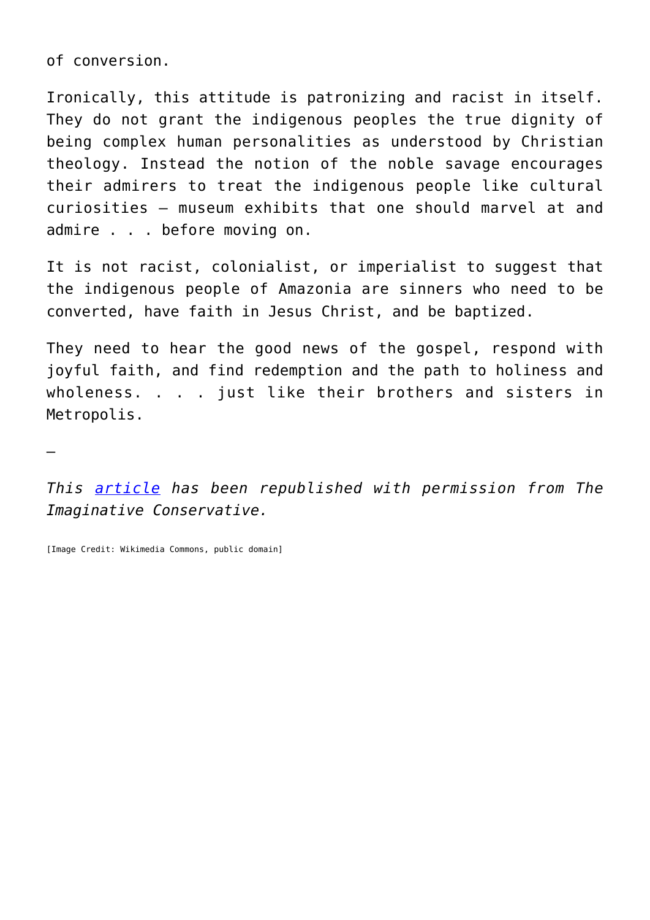of conversion.

Ironically, this attitude is patronizing and racist in itself. They do not grant the indigenous peoples the true dignity of being complex human personalities as understood by Christian theology. Instead the notion of the noble savage encourages their admirers to treat the indigenous people like cultural curiosities – museum exhibits that one should marvel at and admire . . . before moving on.

It is not racist, colonialist, or imperialist to suggest that the indigenous people of Amazonia are sinners who need to be converted, have faith in Jesus Christ, and be baptized.

They need to hear the good news of the gospel, respond with joyful faith, and find redemption and the path to holiness and wholeness. . . . just like their brothers and sisters in Metropolis.

—

*This article has been republished with permission from The Imaginative Conservative.*

[Image Credit: Wikimedia Commons, public domain]